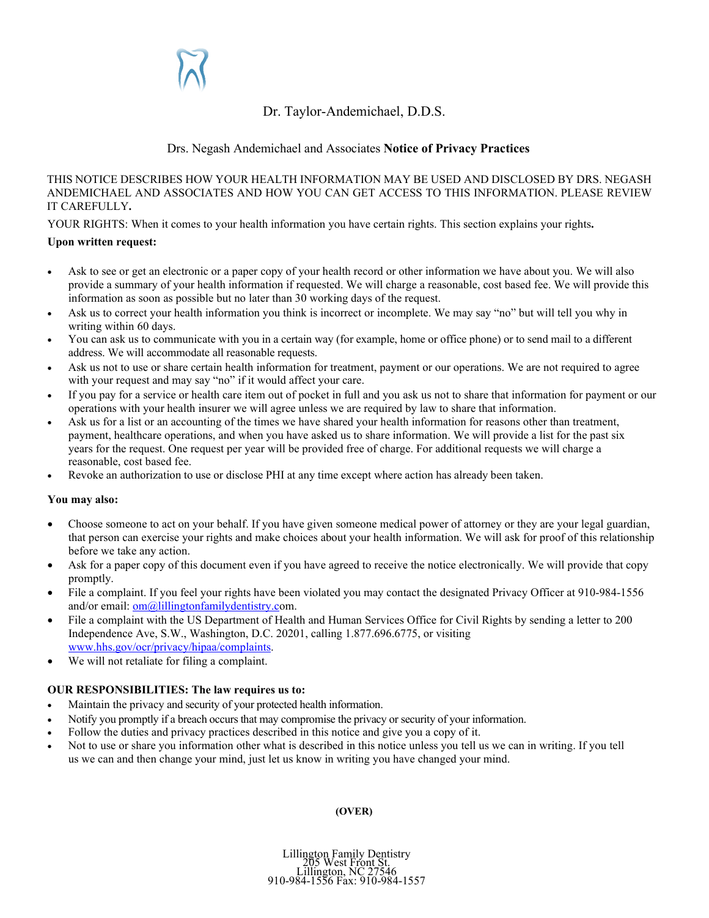Dr. Taylor-Andemichael, D.D.S.

Drs. Negash Andemichael and Associates **Notice of Privacy Practices**

THIS NOTICE DESCRIBES HOW YOUR HEALTH INFORMATION MAY BE USED AND DISCLOSED BY DRS. NEGASH ANDEMICHAEL AND ASSOCIATES AND HOW YOU CAN GET ACCESS TO THIS INFORMATION. PLEASE REVIEW IT CAREFULLY**.**

YOUR RIGHTS: When it comes to your health information you have certain rights. This section explains your rights**.**

**Upon written request:**

- Ask to see or get an electronic or a paper copy of your health record or other information we have about you. We will also provide a summary of your health information if requested. We will charge a reasonable, cost based fee. We will provide this information as soon as possible but no later than 30 working days of the request.
- Ask us to correct your health information you think is incorrect or incomplete. We may say "no" but will tell you why in writing within 60 days.
- You can ask us to communicate with you in a certain way (for example, home or office phone) or to send mail to a different address. We will accommodate all reasonable requests.
- Ask us not to use or share certain health information for treatment, payment or our operations. We are not required to agree with your request and may say "no" if it would affect your care.
- If you pay for a service or health care item out of pocket in full and you ask us not to share that information for payment or our operations with your health insurer we will agree unless we are required by law to share that information.
- Ask us for a list or an accounting of the times we have shared your health information for reasons other than treatment, payment, healthcare operations, and when you have asked us to share information. We will provide a list for the past six years for the request. One request per year will be provided free of charge. For additional requests we will charge a reasonable, cost based fee.
- Revoke an authorization to use or disclose PHI at any time except where action has already been taken.

**You may also:**

- Choose someone to act on your behalf. If you have given someone medical power of attorney or they are your legal guardian, that person can exercise your rights and make choices about your health information. We will ask for proof of this relationship before we take any action.
- Ask for a paper copy of this document even if you have agreed to receive the notice electronically. We will provide that copy promptly.
- File a complaint. If you feel your rights have been violated you may contact the designated Privacy Officer at 910-984-1556 and/or email: om@lillingtonfamilydentistry.com.
- File a complaint with the US Department of Health and Human Services Office for Civil Rights by sending a letter to 200 Independence Ave, S.W., Washington, D.C. 20201, calling 1.877.696.6775, or visiting www.hhs.gov/ocr/privacy/hipaa/complaints.
- We will not retaliate for filing a complaint.

**OUR RESPONSIBILITIES: The law requires us to:**

- Maintain the privacy and security of your protected health information.
- Notify you promptly if a breach occurs that may compromise the privacy or security of your information.
- Follow the duties and privacy practices described in this notice and give you a copy of it.
- Not to use or share you information other what is described in this notice unless you tell us we can in writing. If you tell us we can and then change your mind, just let us know in writing you have changed your mind.

**(OVER)**

Lillington Family Dentistry
205 West Front St.
Lillington, NC 27546
910-984-1556 Fax: 910-984-1557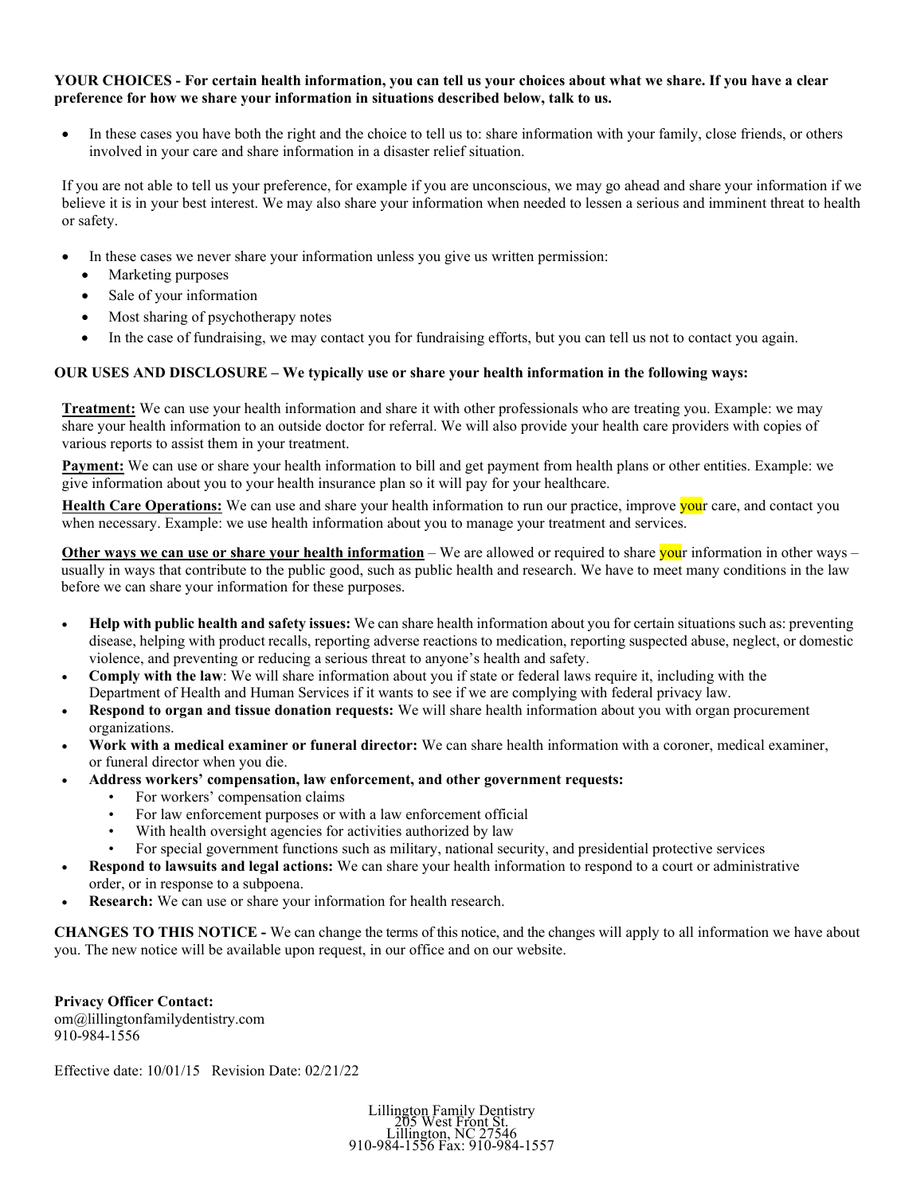**YOUR CHOICES - For certain health information, you can tell us your choices about what we share. If you have a clear preference for how we share your information in situations described below, talk to us.**

- In these cases you have both the right and the choice to tell us to: share information with your family, close friends, or others involved in your care and share information in a disaster relief situation.

If you are not able to tell us your preference, for example if you are unconscious, we may go ahead and share your information if we believe it is in your best interest. We may also share your information when needed to lessen a serious and imminent threat to health or safety.

- In these cases we never share your information unless you give us written permission:
  - Marketing purposes
  - Sale of your information
  - Most sharing of psychotherapy notes
  - In the case of fundraising, we may contact you for fundraising efforts, but you can tell us not to contact you again.

**OUR USES AND DISCLOSURE – We typically use or share your health information in the following ways:**

**Treatment:** We can use your health information and share it with other professionals who are treating you. Example: we may share your health information to an outside doctor for referral. We will also provide your health care providers with copies of various reports to assist them in your treatment.

**Payment:** We can use or share your health information to bill and get payment from health plans or other entities. Example: we give information about you to your health insurance plan so it will pay for your healthcare.

**Health Care Operations:** We can use and share your health information to run our practice, improve your care, and contact you when necessary. Example: we use health information about you to manage your treatment and services.

**Other ways we can use or share your health information** – We are allowed or required to share your information in other ways – usually in ways that contribute to the public good, such as public health and research. We have to meet many conditions in the law before we can share your information for these purposes.

- **Help with public health and safety issues:** We can share health information about you for certain situations such as: preventing disease, helping with product recalls, reporting adverse reactions to medication, reporting suspected abuse, neglect, or domestic violence, and preventing or reducing a serious threat to anyone's health and safety.
- **Comply with the law**: We will share information about you if state or federal laws require it, including with the Department of Health and Human Services if it wants to see if we are complying with federal privacy law.
- **Respond to organ and tissue donation requests:** We will share health information about you with organ procurement organizations.
- **Work with a medical examiner or funeral director:** We can share health information with a coroner, medical examiner, or funeral director when you die.
- **Address workers' compensation, law enforcement, and other government requests:**
  - For workers' compensation claims
  - For law enforcement purposes or with a law enforcement official
  - With health oversight agencies for activities authorized by law
  - For special government functions such as military, national security, and presidential protective services
- **Respond to lawsuits and legal actions:** We can share your health information to respond to a court or administrative order, or in response to a subpoena.
- **Research:** We can use or share your information for health research.

**CHANGES TO THIS NOTICE -** We can change the terms of this notice, and the changes will apply to all information we have about you. The new notice will be available upon request, in our office and on our website.

**Privacy Officer Contact:**
om@lillingtonfamilydentistry.com
910-984-1556

Effective date: 10/01/15 Revision Date: 02/21/22

Lillington Family Dentistry
205 West Front St.
Lillington, NC 27546
910-984-1556 Fax: 910-984-1557